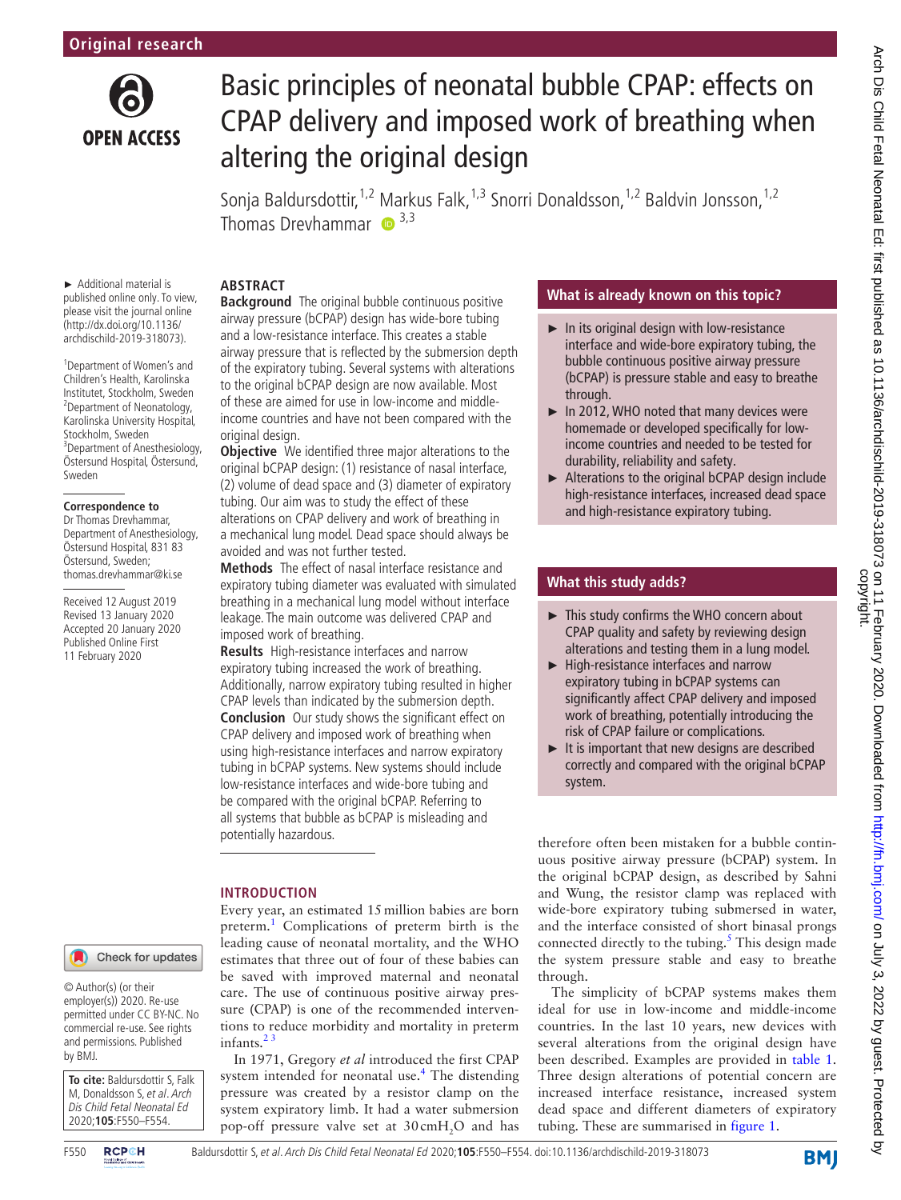Original research

# Basic principles of neonatal bubble CPAP: effects on CPAP delivery and imposed work of breathing when altering the original design

Sonja Baldursdottir,[1,2] Markus Falk,[1,3] Snorri Donaldsson,[1,2] Baldvin Jonsson,[1,2] Thomas Drevhammar[3,3]

► Additional material is published online only. To view, please visit the journal online (http://dx.doi.org/10.1136/archdischild-2019-318073).

[1]Department of Women's and Children's Health, Karolinska Institutet, Stockholm, Sweden
[2]Department of Neonatology, Karolinska University Hospital, Stockholm, Sweden
[3]Department of Anesthesiology, Östersund Hospital, Östersund, Sweden

**Correspondence to**
Dr Thomas Drevhammar, Department of Anesthesiology, Östersund Hospital, 831 83 Östersund, Sweden; thomas.drevhammar@ki.se

Received 12 August 2019
Revised 13 January 2020
Accepted 20 January 2020
Published Online First 11 February 2020

## ABSTRACT

**Background** The original bubble continuous positive airway pressure (bCPAP) design has wide-bore tubing and a low-resistance interface. This creates a stable airway pressure that is reflected by the submersion depth of the expiratory tubing. Several systems with alterations to the original bCPAP design are now available. Most of these are aimed for use in low-income and middle-income countries and have not been compared with the original design.

**Objective** We identified three major alterations to the original bCPAP design: (1) resistance of nasal interface, (2) volume of dead space and (3) diameter of expiratory tubing. Our aim was to study the effect of these alterations on CPAP delivery and work of breathing in a mechanical lung model. Dead space should always be avoided and was not further tested.

**Methods** The effect of nasal interface resistance and expiratory tubing diameter was evaluated with simulated breathing in a mechanical lung model without interface leakage. The main outcome was delivered CPAP and imposed work of breathing.

**Results** High-resistance interfaces and narrow expiratory tubing increased the work of breathing. Additionally, narrow expiratory tubing resulted in higher CPAP levels than indicated by the submersion depth.

**Conclusion** Our study shows the significant effect on CPAP delivery and imposed work of breathing when using high-resistance interfaces and narrow expiratory tubing in bCPAP systems. New systems should include low-resistance interfaces and wide-bore tubing and be compared with the original bCPAP. Referring to all systems that bubble as bCPAP is misleading and potentially hazardous.

## What is already known on this topic?

- In its original design with low-resistance interface and wide-bore expiratory tubing, the bubble continuous positive airway pressure (bCPAP) is pressure stable and easy to breathe through.
- In 2012, WHO noted that many devices were homemade or developed specifically for low-income countries and needed to be tested for durability, reliability and safety.
- Alterations to the original bCPAP design include high-resistance interfaces, increased dead space and high-resistance expiratory tubing.

## What this study adds?

- This study confirms the WHO concern about CPAP quality and safety by reviewing design alterations and testing them in a lung model.
- High-resistance interfaces and narrow expiratory tubing in bCPAP systems can significantly affect CPAP delivery and imposed work of breathing, potentially introducing the risk of CPAP failure or complications.
- It is important that new designs are described correctly and compared with the original bCPAP system.

## INTRODUCTION

Every year, an estimated 15 million babies are born preterm.[1] Complications of preterm birth is the leading cause of neonatal mortality, and the WHO estimates that three out of four of these babies can be saved with improved maternal and neonatal care. The use of continuous positive airway pressure (CPAP) is one of the recommended interventions to reduce morbidity and mortality in preterm infants.[2,3]

In 1971, Gregory *et al* introduced the first CPAP system intended for neonatal use.[4] The distending pressure was created by a resistor clamp on the system expiratory limb. It had a water submersion pop-off pressure valve set at 30 $cmH_2O$ and has therefore often been mistaken for a bubble continuous positive airway pressure (bCPAP) system. In the original bCPAP design, as described by Sahni and Wung, the resistor clamp was replaced with wide-bore expiratory tubing submersed in water, and the interface consisted of short binasal prongs connected directly to the tubing.[5] This design made the system pressure stable and easy to breathe through.

The simplicity of bCPAP systems makes them ideal for use in low-income and middle-income countries. In the last 10 years, new devices with several alterations from the original design have been described. Examples are provided in table 1. Three design alterations of potential concern are increased interface resistance, increased system dead space and different diameters of expiratory tubing. These are summarised in figure 1.

© Author(s) (or their employer(s)) 2020. Re-use permitted under CC BY-NC. No commercial re-use. See rights and permissions. Published by BMJ.

**To cite:** Baldursdottir S, Falk M, Donaldsson S, *et al. Arch Dis Child Fetal Neonatal Ed* 2020;**105**:F550–F554.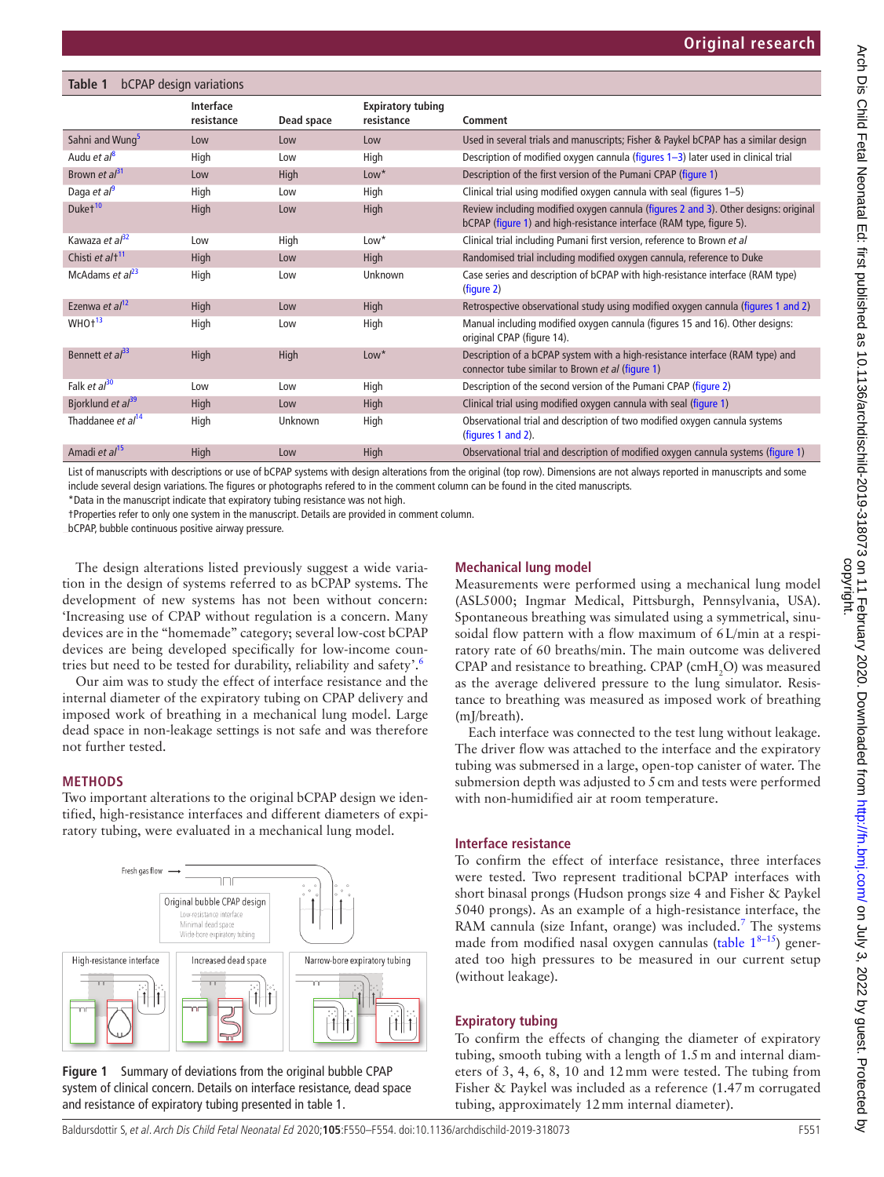**Table 1** bCPAP design variations

| | Interface resistance | Dead space | Expiratory tubing resistance | Comment |
|---|---|---|---|---|
| Sahni and Wung[5] | Low | Low | Low | Used in several trials and manuscripts; Fisher & Paykel bCPAP has a similar design |
| Audu *et al*[8] | High | Low | High | Description of modified oxygen cannula (figures 1–3) later used in clinical trial |
| Brown *et al*[31] | Low | High | Low* | Description of the first version of the Pumani CPAP (figure 1) |
| Daga *et al*[9] | High | Low | High | Clinical trial using modified oxygen cannula with seal (figures 1–5) |
| Duke†[10] | High | Low | High | Review including modified oxygen cannula (figures 2 and 3). Other designs: original bCPAP (figure 1) and high-resistance interface (RAM type, figure 5). |
| Kawaza *et al*[32] | Low | High | Low* | Clinical trial including Pumani first version, reference to Brown *et al* |
| Chisti *et al*†[11] | High | Low | High | Randomised trial including modified oxygen cannula, reference to Duke |
| McAdams *et al*[23] | High | Low | Unknown | Case series and description of bCPAP with high-resistance interface (RAM type) (figure 2) |
| Ezenwa *et al*[12] | High | Low | High | Retrospective observational study using modified oxygen cannula (figures 1 and 2) |
| WHO†[13] | High | Low | High | Manual including modified oxygen cannula (figures 15 and 16). Other designs: original CPAP (figure 14). |
| Bennett *et al*[33] | High | High | Low* | Description of a bCPAP system with a high-resistance interface (RAM type) and connector tube similar to Brown *et al* (figure 1) |
| Falk *et al*[30] | Low | Low | High | Description of the second version of the Pumani CPAP (figure 2) |
| Bjorklund *et al*[39] | High | Low | High | Clinical trial using modified oxygen cannula with seal (figure 1) |
| Thaddanee *et al*[14] | High | Unknown | High | Observational trial and description of two modified oxygen cannula systems (figures 1 and 2). |
| Amadi *et al*[15] | High | Low | High | Observational trial and description of modified oxygen cannula systems (figure 1) |

List of manuscripts with descriptions or use of bCPAP systems with design alterations from the original (top row). Dimensions are not always reported in manuscripts and some include several design variations. The figures or photographs refered to in the comment column can be found in the cited manuscripts.
*Data in the manuscript indicate that expiratory tubing resistance was not high.
†Properties refer to only one system in the manuscript. Details are provided in comment column.
bCPAP, bubble continuous positive airway pressure.

The design alterations listed previously suggest a wide variation in the design of systems referred to as bCPAP systems. The development of new systems has not been without concern: 'Increasing use of CPAP without regulation is a concern. Many devices are in the "homemade" category; several low-cost bCPAP devices are being developed specifically for low-income countries but need to be tested for durability, reliability and safety'.[6]

Our aim was to study the effect of interface resistance and the internal diameter of the expiratory tubing on CPAP delivery and imposed work of breathing in a mechanical lung model. Large dead space in non-leakage settings is not safe and was therefore not further tested.

## METHODS

Two important alterations to the original bCPAP design we identified, high-resistance interfaces and different diameters of expiratory tubing, were evaluated in a mechanical lung model.

**Figure 1** Summary of deviations from the original bubble CPAP system of clinical concern. Details on interface resistance, dead space and resistance of expiratory tubing presented in table 1.

### Mechanical lung model

Measurements were performed using a mechanical lung model (ASL5000; Ingmar Medical, Pittsburgh, Pennsylvania, USA). Spontaneous breathing was simulated using a symmetrical, sinusoidal flow pattern with a flow maximum of 6 L/min at a respiratory rate of 60 breaths/min. The main outcome was delivered CPAP and resistance to breathing. CPAP (cm$H_2O$) was measured as the average delivered pressure to the lung simulator. Resistance to breathing was measured as imposed work of breathing (mJ/breath).

Each interface was connected to the test lung without leakage. The driver flow was attached to the interface and the expiratory tubing was submersed in a large, open-top canister of water. The submersion depth was adjusted to 5 cm and tests were performed with non-humidified air at room temperature.

### Interface resistance

To confirm the effect of interface resistance, three interfaces were tested. Two represent traditional bCPAP interfaces with short binasal prongs (Hudson prongs size 4 and Fisher & Paykel 5040 prongs). As an example of a high-resistance interface, the RAM cannula (size Infant, orange) was included.[7] The systems made from modified nasal oxygen cannulas (table 1[8–15]) generated too high pressures to be measured in our current setup (without leakage).

### Expiratory tubing

To confirm the effects of changing the diameter of expiratory tubing, smooth tubing with a length of 1.5 m and internal diameters of 3, 4, 6, 8, 10 and 12 mm were tested. The tubing from Fisher & Paykel was included as a reference (1.47 m corrugated tubing, approximately 12 mm internal diameter).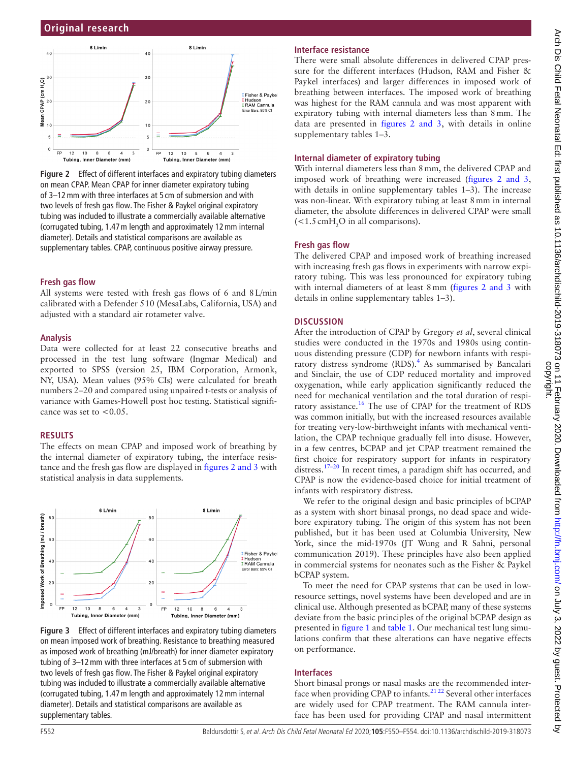Figure 2 Effect of different interfaces and expiratory tubing diameters on mean CPAP. Mean CPAP for inner diameter expiratory tubing of 3–12 mm with three interfaces at 5 cm of submersion and with two levels of fresh gas flow. The Fisher & Paykel original expiratory tubing was included to illustrate a commercially available alternative (corrugated tubing, 1.47 m length and approximately 12 mm internal diameter). Details and statistical comparisons are available as supplementary tables. CPAP, continuous positive airway pressure.

### Fresh gas flow

All systems were tested with fresh gas flows of 6 and 8 L/min calibrated with a Defender 510 (MesaLabs, California, USA) and adjusted with a standard air rotameter valve.

### Analysis

Data were collected for at least 22 consecutive breaths and processed in the test lung software (Ingmar Medical) and exported to SPSS (version 25, IBM Corporation, Armonk, NY, USA). Mean values (95% CIs) were calculated for breath numbers 2–20 and compared using unpaired t-tests or analysis of variance with Games-Howell post hoc testing. Statistical significance was set to $<0.05$.

## RESULTS

The effects on mean CPAP and imposed work of breathing by the internal diameter of expiratory tubing, the interface resistance and the fresh gas flow are displayed in figures 2 and 3 with statistical analysis in data supplements.

Figure 3 Effect of different interfaces and expiratory tubing diameters on mean imposed work of breathing. Resistance to breathing measured as imposed work of breathing (mJ/breath) for inner diameter expiratory tubing of 3–12 mm with three interfaces at 5 cm of submersion with two levels of fresh gas flow. The Fisher & Paykel original expiratory tubing was included to illustrate a commercially available alternative (corrugated tubing, 1.47 m length and approximately 12 mm internal diameter). Details and statistical comparisons are available as supplementary tables.

### Interface resistance

There were small absolute differences in delivered CPAP pressure for the different interfaces (Hudson, RAM and Fisher & Paykel interfaces) and larger differences in imposed work of breathing between interfaces. The imposed work of breathing was highest for the RAM cannula and was most apparent with expiratory tubing with internal diameters less than 8 mm. The data are presented in figures 2 and 3, with details in online supplementary tables 1–3.

### Internal diameter of expiratory tubing

With internal diameters less than 8 mm, the delivered CPAP and imposed work of breathing were increased (figures 2 and 3, with details in online supplementary tables 1–3). The increase was non-linear. With expiratory tubing at least 8 mm in internal diameter, the absolute differences in delivered CPAP were small ($<1.5$ cm$H_2O$ in all comparisons).

### Fresh gas flow

The delivered CPAP and imposed work of breathing increased with increasing fresh gas flows in experiments with narrow expiratory tubing. This was less pronounced for expiratory tubing with internal diameters of at least 8 mm (figures 2 and 3 with details in online supplementary tables 1–3).

## DISCUSSION

After the introduction of CPAP by Gregory *et al*, several clinical studies were conducted in the 1970s and 1980s using continuous distending pressure (CDP) for newborn infants with respiratory distress syndrome (RDS).[4] As summarised by Bancalari and Sinclair, the use of CDP reduced mortality and improved oxygenation, while early application significantly reduced the need for mechanical ventilation and the total duration of respiratory assistance.[16] The use of CPAP for the treatment of RDS was common initially, but with the increased resources available for treating very-low-birthweight infants with mechanical ventilation, the CPAP technique gradually fell into disuse. However, in a few centres, bCPAP and jet CPAP treatment remained the first choice for respiratory support for infants in respiratory distress.[17–20] In recent times, a paradigm shift has occurred, and CPAP is now the evidence-based choice for initial treatment of infants with respiratory distress.

We refer to the original design and basic principles of bCPAP as a system with short binasal prongs, no dead space and wide-bore expiratory tubing. The origin of this system has not been published, but it has been used at Columbia University, New York, since the mid-1970s (JT Wung and R Sahni, personal communication 2019). These principles have also been applied in commercial systems for neonates such as the Fisher & Paykel bCPAP system.

To meet the need for CPAP systems that can be used in low-resource settings, novel systems have been developed and are in clinical use. Although presented as bCPAP, many of these systems deviate from the basic principles of the original bCPAP design as presented in figure 1 and table 1. Our mechanical test lung simulations confirm that these alterations can have negative effects on performance.

### Interfaces

Short binasal prongs or nasal masks are the recommended interface when providing CPAP to infants.[21,22] Several other interfaces are widely used for CPAP treatment. The RAM cannula interface has been used for providing CPAP and nasal intermittent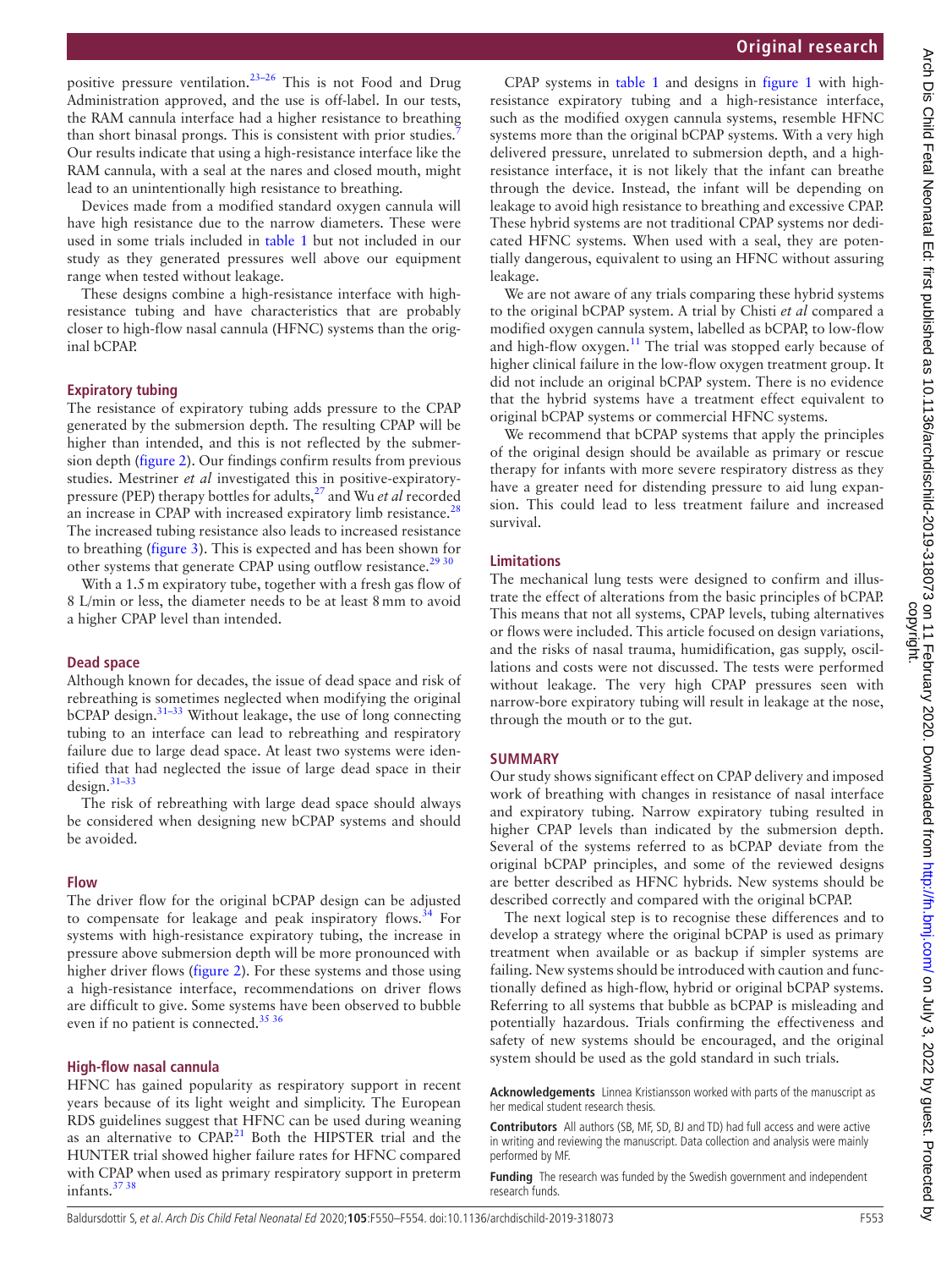positive pressure ventilation.[23–26] This is not Food and Drug Administration approved, and the use is off-label. In our tests, the RAM cannula interface had a higher resistance to breathing than short binasal prongs. This is consistent with prior studies.[7] Our results indicate that using a high-resistance interface like the RAM cannula, with a seal at the nares and closed mouth, might lead to an unintentionally high resistance to breathing.

Devices made from a modified standard oxygen cannula will have high resistance due to the narrow diameters. These were used in some trials included in table 1 but not included in our study as they generated pressures well above our equipment range when tested without leakage.

These designs combine a high-resistance interface with high-resistance tubing and have characteristics that are probably closer to high-flow nasal cannula (HFNC) systems than the original bCPAP.

### Expiratory tubing

The resistance of expiratory tubing adds pressure to the CPAP generated by the submersion depth. The resulting CPAP will be higher than intended, and this is not reflected by the submersion depth (figure 2). Our findings confirm results from previous studies. Mestriner *et al* investigated this in positive-expiratory-pressure (PEP) therapy bottles for adults,[27] and Wu *et al* recorded an increase in CPAP with increased expiratory limb resistance.[28] The increased tubing resistance also leads to increased resistance to breathing (figure 3). This is expected and has been shown for other systems that generate CPAP using outflow resistance.[29 30]

With a 1.5 m expiratory tube, together with a fresh gas flow of 8 L/min or less, the diameter needs to be at least 8 mm to avoid a higher CPAP level than intended.

### Dead space

Although known for decades, the issue of dead space and risk of rebreathing is sometimes neglected when modifying the original bCPAP design.[31–33] Without leakage, the use of long connecting tubing to an interface can lead to rebreathing and respiratory failure due to large dead space. At least two systems were identified that had neglected the issue of large dead space in their design.[31–33]

The risk of rebreathing with large dead space should always be considered when designing new bCPAP systems and should be avoided.

### Flow

The driver flow for the original bCPAP design can be adjusted to compensate for leakage and peak inspiratory flows.[34] For systems with high-resistance expiratory tubing, the increase in pressure above submersion depth will be more pronounced with higher driver flows (figure 2). For these systems and those using a high-resistance interface, recommendations on driver flows are difficult to give. Some systems have been observed to bubble even if no patient is connected.[35 36]

### High-flow nasal cannula

HFNC has gained popularity as respiratory support in recent years because of its light weight and simplicity. The European RDS guidelines suggest that HFNC can be used during weaning as an alternative to CPAP.[21] Both the HIPSTER trial and the HUNTER trial showed higher failure rates for HFNC compared with CPAP when used as primary respiratory support in preterm infants.[37 38]

CPAP systems in table 1 and designs in figure 1 with high-resistance expiratory tubing and a high-resistance interface, such as the modified oxygen cannula systems, resemble HFNC systems more than the original bCPAP systems. With a very high delivered pressure, unrelated to submersion depth, and a high-resistance interface, it is not likely that the infant can breathe through the device. Instead, the infant will be depending on leakage to avoid high resistance to breathing and excessive CPAP. These hybrid systems are not traditional CPAP systems nor dedicated HFNC systems. When used with a seal, they are potentially dangerous, equivalent to using an HFNC without assuring leakage.

We are not aware of any trials comparing these hybrid systems to the original bCPAP system. A trial by Chisti *et al* compared a modified oxygen cannula system, labelled as bCPAP, to low-flow and high-flow oxygen.[11] The trial was stopped early because of higher clinical failure in the low-flow oxygen treatment group. It did not include an original bCPAP system. There is no evidence that the hybrid systems have a treatment effect equivalent to original bCPAP systems or commercial HFNC systems.

We recommend that bCPAP systems that apply the principles of the original design should be available as primary or rescue therapy for infants with more severe respiratory distress as they have a greater need for distending pressure to aid lung expansion. This could lead to less treatment failure and increased survival.

### Limitations

The mechanical lung tests were designed to confirm and illustrate the effect of alterations from the basic principles of bCPAP. This means that not all systems, CPAP levels, tubing alternatives or flows were included. This article focused on design variations, and the risks of nasal trauma, humidification, gas supply, oscillations and costs were not discussed. The tests were performed without leakage. The very high CPAP pressures seen with narrow-bore expiratory tubing will result in leakage at the nose, through the mouth or to the gut.

## SUMMARY

Our study shows significant effect on CPAP delivery and imposed work of breathing with changes in resistance of nasal interface and expiratory tubing. Narrow expiratory tubing resulted in higher CPAP levels than indicated by the submersion depth. Several of the systems referred to as bCPAP deviate from the original bCPAP principles, and some of the reviewed designs are better described as HFNC hybrids. New systems should be described correctly and compared with the original bCPAP.

The next logical step is to recognise these differences and to develop a strategy where the original bCPAP is used as primary treatment when available or as backup if simpler systems are failing. New systems should be introduced with caution and functionally defined as high-flow, hybrid or original bCPAP systems. Referring to all systems that bubble as bCPAP is misleading and potentially hazardous. Trials confirming the effectiveness and safety of new systems should be encouraged, and the original system should be used as the gold standard in such trials.

**Acknowledgements** Linnea Kristiansson worked with parts of the manuscript as her medical student research thesis.

**Contributors** All authors (SB, MF, SD, BJ and TD) had full access and were active in writing and reviewing the manuscript. Data collection and analysis were mainly performed by MF.

**Funding** The research was funded by the Swedish government and independent research funds.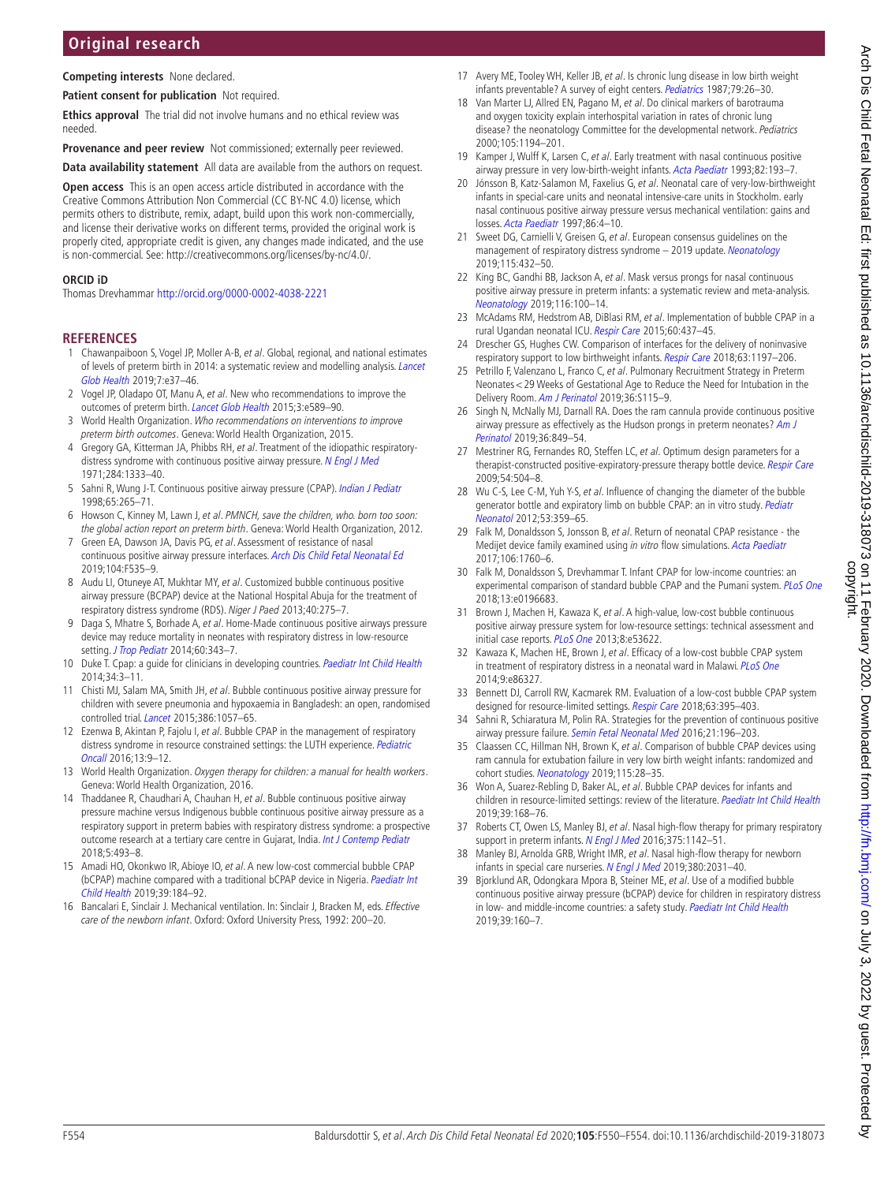**Competing interests** None declared.

**Patient consent for publication** Not required.

**Ethics approval** The trial did not involve humans and no ethical review was needed.

**Provenance and peer review** Not commissioned; externally peer reviewed.

**Data availability statement** All data are available from the authors on request.

**Open access** This is an open access article distributed in accordance with the Creative Commons Attribution Non Commercial (CC BY-NC 4.0) license, which permits others to distribute, remix, adapt, build upon this work non-commercially, and license their derivative works on different terms, provided the original work is properly cited, appropriate credit is given, any changes made indicated, and the use is non-commercial. See: http://creativecommons.org/licenses/by-nc/4.0/.

#### ORCID iD

Thomas Drevhammar http://orcid.org/0000-0002-4038-2221

## REFERENCES

1. Chawanpaiboon S, Vogel JP, Moller A-B, *et al*. Global, regional, and national estimates of levels of preterm birth in 2014: a systematic review and modelling analysis. *Lancet Glob Health* 2019;7:e37–46.
2. Vogel JP, Oladapo OT, Manu A, *et al*. New who recommendations to improve the outcomes of preterm birth. *Lancet Glob Health* 2015;3:e589–90.
3. World Health Organization. *Who recommendations on interventions to improve preterm birth outcomes*. Geneva: World Health Organization, 2015.
4. Gregory GA, Kitterman JA, Phibbs RH, *et al*. Treatment of the idiopathic respiratory-distress syndrome with continuous positive airway pressure. *N Engl J Med* 1971;284:1333–40.
5. Sahni R, Wung J-T. Continuous positive airway pressure (CPAP). *Indian J Pediatr* 1998;65:265–71.
6. Howson C, Kinney M, Lawn J, *et al*. *PMNCH, save the children, who. born too soon: the global action report on preterm birth*. Geneva: World Health Organization, 2012.
7. Green EA, Dawson JA, Davis PG, *et al*. Assessment of resistance of nasal continuous positive airway pressure interfaces. *Arch Dis Child Fetal Neonatal Ed* 2019;104:F535–9.
8. Audu LI, Otuneye AT, Mukhtar MY, *et al*. Customized bubble continuous positive airway pressure (BCPAP) device at the National Hospital Abuja for the treatment of respiratory distress syndrome (RDS). *Niger J Paed* 2013;40:275–7.
9. Daga S, Mhatre S, Borhade A, *et al*. Home-Made continuous positive airways pressure device may reduce mortality in neonates with respiratory distress in low-resource setting. *J Trop Pediatr* 2014;60:343–7.
10. Duke T. Cpap: a guide for clinicians in developing countries. *Paediatr Int Child Health* 2014;34:3–11.
11. Chisti MJ, Salam MA, Smith JH, *et al*. Bubble continuous positive airway pressure for children with severe pneumonia and hypoxaemia in Bangladesh: an open, randomised controlled trial. *Lancet* 2015;386:1057–65.
12. Ezenwa B, Akintan P, Fajolu I, *et al*. Bubble CPAP in the management of respiratory distress syndrome in resource constrained settings: the LUTH experience. *Pediatric Oncall* 2016;13:9–12.
13. World Health Organization. *Oxygen therapy for children: a manual for health workers*. Geneva: World Health Organization, 2016.
14. Thaddanee R, Chaudhari A, Chauhan H, *et al*. Bubble continuous positive airway pressure machine versus Indigenous bubble continuous positive airway pressure as a respiratory support in preterm babies with respiratory distress syndrome: a prospective outcome research at a tertiary care centre in Gujarat, India. *Int J Contemp Pediatr* 2018;5:493–8.
15. Amadi HO, Okonkwo IR, Abioye IO, *et al*. A new low-cost commercial bubble CPAP (bCPAP) machine compared with a traditional bCPAP device in Nigeria. *Paediatr Int Child Health* 2019;39:184–92.
16. Bancalari E, Sinclair J. Mechanical ventilation. In: Sinclair J, Bracken M, eds. *Effective care of the newborn infant*. Oxford: Oxford University Press, 1992: 200–20.
17. Avery ME, Tooley WH, Keller JB, *et al*. Is chronic lung disease in low birth weight infants preventable? A survey of eight centers. *Pediatrics* 1987;79:26–30.
18. Van Marter LJ, Allred EN, Pagano M, *et al*. Do clinical markers of barotrauma and oxygen toxicity explain interhospital variation in rates of chronic lung disease? the neonatology Committee for the developmental network. *Pediatrics* 2000;105:1194–201.
19. Kamper J, Wulff K, Larsen C, *et al*. Early treatment with nasal continuous positive airway pressure in very low-birth-weight infants. *Acta Paediatr* 1993;82:193–7.
20. Jónsson B, Katz-Salamon M, Faxelius G, *et al*. Neonatal care of very-low-birthweight infants in special-care units and neonatal intensive-care units in Stockholm. early nasal continuous positive airway pressure versus mechanical ventilation: gains and losses. *Acta Paediatr* 1997;86:4–10.
21. Sweet DG, Carnielli V, Greisen G, *et al*. European consensus guidelines on the management of respiratory distress syndrome – 2019 update. *Neonatology* 2019;115:432–50.
22. King BC, Gandhi BB, Jackson A, *et al*. Mask versus prongs for nasal continuous positive airway pressure in preterm infants: a systematic review and meta-analysis. *Neonatology* 2019;116:100–14.
23. McAdams RM, Hedstrom AB, DiBlasi RM, *et al*. Implementation of bubble CPAP in a rural Ugandan neonatal ICU. *Respir Care* 2015;60:437–45.
24. Drescher GS, Hughes CW. Comparison of interfaces for the delivery of noninvasive respiratory support to low birthweight infants. *Respir Care* 2018;63:1197–206.
25. Petrillo F, Valenzano L, Franco C, *et al*. Pulmonary Recruitment Strategy in Preterm Neonates < 29 Weeks of Gestational Age to Reduce the Need for Intubation in the Delivery Room. *Am J Perinatol* 2019;36:S115–9.
26. Singh N, McNally MJ, Darnall RA. Does the ram cannula provide continuous positive airway pressure as effectively as the Hudson prongs in preterm neonates? *Am J Perinatol* 2019;36:849–54.
27. Mestriner RG, Fernandes RO, Steffen LC, *et al*. Optimum design parameters for a therapist-constructed positive-expiratory-pressure therapy bottle device. *Respir Care* 2009;54:504–8.
28. Wu C-S, Lee C-M, Yuh Y-S, *et al*. Influence of changing the diameter of the bubble generator bottle and expiratory limb on bubble CPAP: an in vitro study. *Pediatr Neonatol* 2012;53:359–65.
29. Falk M, Donaldsson S, Jonsson B, *et al*. Return of neonatal CPAP resistance - the Medijet device family examined using *in vitro* flow simulations. *Acta Paediatr* 2017;106:1760–6.
30. Falk M, Donaldsson S, Drevhammar T. Infant CPAP for low-income countries: an experimental comparison of standard bubble CPAP and the Pumani system. *PLoS One* 2018;13:e0196683.
31. Brown J, Machen H, Kawaza K, *et al*. A high-value, low-cost bubble continuous positive airway pressure system for low-resource settings: technical assessment and initial case reports. *PLoS One* 2013;8:e53622.
32. Kawaza K, Machen HE, Brown J, *et al*. Efficacy of a low-cost bubble CPAP system in treatment of respiratory distress in a neonatal ward in Malawi. *PLoS One* 2014;9:e86327.
33. Bennett DJ, Carroll RW, Kacmarek RM. Evaluation of a low-cost bubble CPAP system designed for resource-limited settings. *Respir Care* 2018;63:395–403.
34. Sahni R, Schiaratura M, Polin RA. Strategies for the prevention of continuous positive airway pressure failure. *Semin Fetal Neonatal Med* 2016;21:196–203.
35. Claassen CC, Hillman NH, Brown K, *et al*. Comparison of bubble CPAP devices using ram cannula for extubation failure in very low birth weight infants: randomized and cohort studies. *Neonatology* 2019;115:28–35.
36. Won A, Suarez-Rebling D, Baker AL, *et al*. Bubble CPAP devices for infants and children in resource-limited settings: review of the literature. *Paediatr Int Child Health* 2019;39:168–76.
37. Roberts CT, Owen LS, Manley BJ, *et al*. Nasal high-flow therapy for primary respiratory support in preterm infants. *N Engl J Med* 2016;375:1142–51.
38. Manley BJ, Arnolda GRB, Wright IMR, *et al*. Nasal high-flow therapy for newborn infants in special care nurseries. *N Engl J Med* 2019;380:2031–40.
39. Bjorklund AR, Odongkara Mpora B, Steiner ME, *et al*. Use of a modified bubble continuous positive airway pressure (bCPAP) device for children in respiratory distress in low- and middle-income countries: a safety study. *Paediatr Int Child Health* 2019;39:160–7.